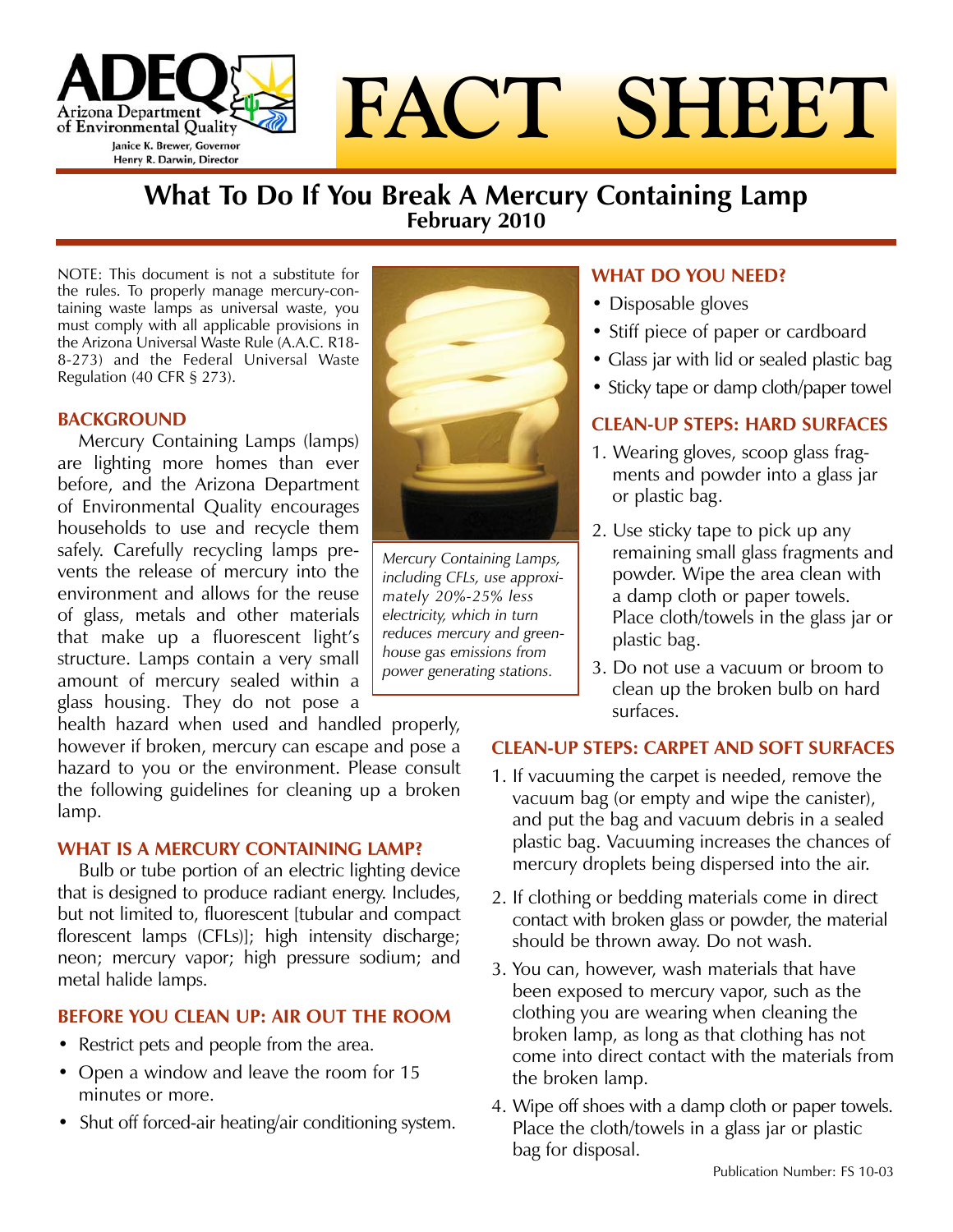ADEQ

Arizona Department of Environmental Quality

Janice K. Brewer, Governor
Henry R. Darwin, Director

# FACT SHEET

## What To Do If You Break A Mercury Containing Lamp

**February 2010**

NOTE: This document is not a substitute for the rules. To properly manage mercury-containing waste lamps as universal waste, you must comply with all applicable provisions in the Arizona Universal Waste Rule (A.A.C. R18-8-273) and the Federal Universal Waste Regulation (40 CFR § 273).

### BACKGROUND

Mercury Containing Lamps (lamps) are lighting more homes than ever before, and the Arizona Department of Environmental Quality encourages households to use and recycle them safely. Carefully recycling lamps prevents the release of mercury into the environment and allows for the reuse of glass, metals and other materials that make up a fluorescent light's structure. Lamps contain a very small amount of mercury sealed within a glass housing. They do not pose a health hazard when used and handled properly, however if broken, mercury can escape and pose a hazard to you or the environment. Please consult the following guidelines for cleaning up a broken lamp.

*Mercury Containing Lamps, including CFLs, use approximately 20%-25% less electricity, which in turn reduces mercury and greenhouse gas emissions from power generating stations.*

### WHAT IS A MERCURY CONTAINING LAMP?

Bulb or tube portion of an electric lighting device that is designed to produce radiant energy. Includes, but not limited to, fluorescent [tubular and compact florescent lamps (CFLs)]; high intensity discharge; neon; mercury vapor; high pressure sodium; and metal halide lamps.

### BEFORE YOU CLEAN UP: AIR OUT THE ROOM

- Restrict pets and people from the area.
- Open a window and leave the room for 15 minutes or more.
- Shut off forced-air heating/air conditioning system.

### WHAT DO YOU NEED?

- Disposable gloves
- Stiff piece of paper or cardboard
- Glass jar with lid or sealed plastic bag
- Sticky tape or damp cloth/paper towel

### CLEAN-UP STEPS: HARD SURFACES

1. Wearing gloves, scoop glass fragments and powder into a glass jar or plastic bag.
2. Use sticky tape to pick up any remaining small glass fragments and powder. Wipe the area clean with a damp cloth or paper towels. Place cloth/towels in the glass jar or plastic bag.
3. Do not use a vacuum or broom to clean up the broken bulb on hard surfaces.

### CLEAN-UP STEPS: CARPET AND SOFT SURFACES

1. If vacuuming the carpet is needed, remove the vacuum bag (or empty and wipe the canister), and put the bag and vacuum debris in a sealed plastic bag. Vacuuming increases the chances of mercury droplets being dispersed into the air.
2. If clothing or bedding materials come in direct contact with broken glass or powder, the material should be thrown away. Do not wash.
3. You can, however, wash materials that have been exposed to mercury vapor, such as the clothing you are wearing when cleaning the broken lamp, as long as that clothing has not come into direct contact with the materials from the broken lamp.
4. Wipe off shoes with a damp cloth or paper towels. Place the cloth/towels in a glass jar or plastic bag for disposal.

Publication Number: FS 10-03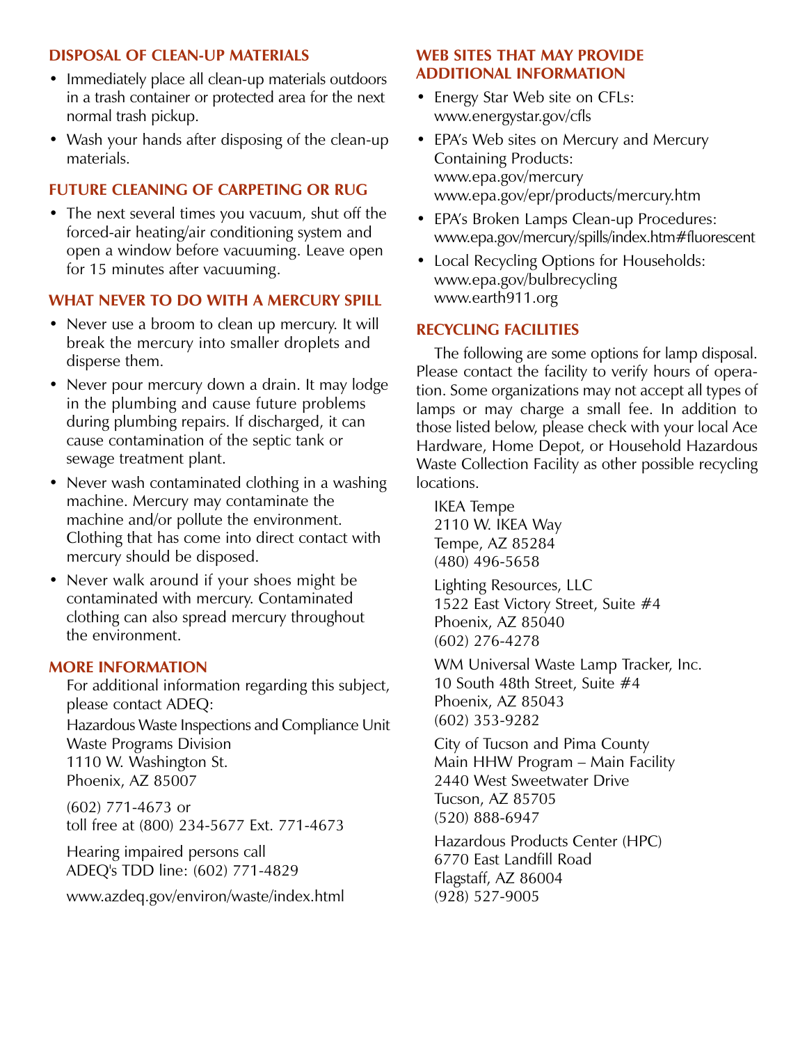## DISPOSAL OF CLEAN-UP MATERIALS

- Immediately place all clean-up materials outdoors in a trash container or protected area for the next normal trash pickup.
- Wash your hands after disposing of the clean-up materials.

## FUTURE CLEANING OF CARPETING OR RUG

- The next several times you vacuum, shut off the forced-air heating/air conditioning system and open a window before vacuuming. Leave open for 15 minutes after vacuuming.

## WHAT NEVER TO DO WITH A MERCURY SPILL

- Never use a broom to clean up mercury. It will break the mercury into smaller droplets and disperse them.
- Never pour mercury down a drain. It may lodge in the plumbing and cause future problems during plumbing repairs. If discharged, it can cause contamination of the septic tank or sewage treatment plant.
- Never wash contaminated clothing in a washing machine. Mercury may contaminate the machine and/or pollute the environment. Clothing that has come into direct contact with mercury should be disposed.
- Never walk around if your shoes might be contaminated with mercury. Contaminated clothing can also spread mercury throughout the environment.

## MORE INFORMATION

For additional information regarding this subject, please contact ADEQ:

Hazardous Waste Inspections and Compliance Unit
Waste Programs Division
1110 W. Washington St.
Phoenix, AZ 85007

(602) 771-4673 or
toll free at (800) 234-5677 Ext. 771-4673

Hearing impaired persons call
ADEQ's TDD line: (602) 771-4829

www.azdeq.gov/environ/waste/index.html

## WEB SITES THAT MAY PROVIDE ADDITIONAL INFORMATION

- Energy Star Web site on CFLs: www.energystar.gov/cfls
- EPA's Web sites on Mercury and Mercury Containing Products: www.epa.gov/mercury www.epa.gov/epr/products/mercury.htm
- EPA's Broken Lamps Clean-up Procedures: www.epa.gov/mercury/spills/index.htm#fluorescent
- Local Recycling Options for Households: www.epa.gov/bulbrecycling www.earth911.org

## RECYCLING FACILITIES

The following are some options for lamp disposal. Please contact the facility to verify hours of operation. Some organizations may not accept all types of lamps or may charge a small fee. In addition to those listed below, please check with your local Ace Hardware, Home Depot, or Household Hazardous Waste Collection Facility as other possible recycling locations.

IKEA Tempe
2110 W. IKEA Way
Tempe, AZ 85284
(480) 496-5658

Lighting Resources, LLC
1522 East Victory Street, Suite #4
Phoenix, AZ 85040
(602) 276-4278

WM Universal Waste Lamp Tracker, Inc.
10 South 48th Street, Suite #4
Phoenix, AZ 85043
(602) 353-9282

City of Tucson and Pima County
Main HHW Program – Main Facility
2440 West Sweetwater Drive
Tucson, AZ 85705
(520) 888-6947

Hazardous Products Center (HPC)
6770 East Landfill Road
Flagstaff, AZ 86004
(928) 527-9005